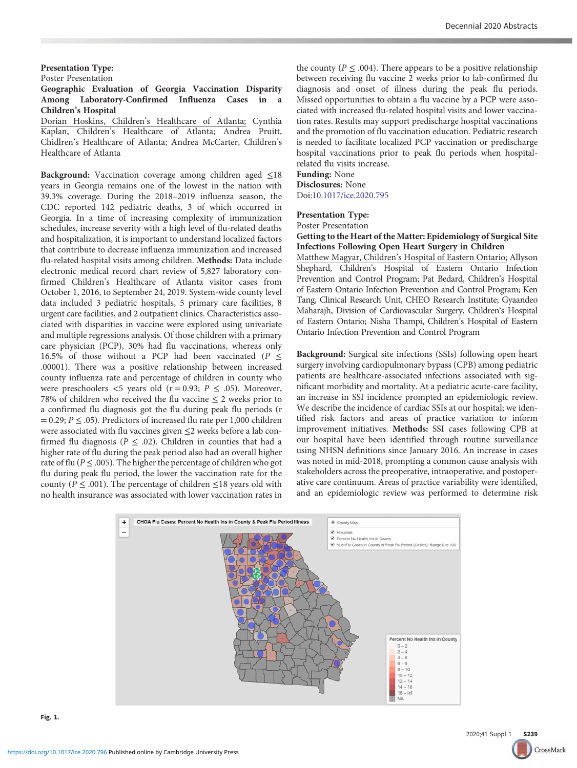**Presentation Type:**

Poster Presentation

**Geographic Evaluation of Georgia Vaccination Disparity Among Laboratory-Confirmed Influenza Cases in a Children's Hospital**

Dorian Hoskins, Children's Healthcare of Atlanta; Cynthia Kaplan, Children's Healthcare of Atlanta; Andrea Pruitt, Chidlren's Healthcare of Atlanta; Andrea McCarter, Children's Healthcare of Atlanta

**Background:** Vaccination coverage among children aged ≤18 years in Georgia remains one of the lowest in the nation with 39.3% coverage. During the 2018–2019 influenza season, the CDC reported 142 pediatric deaths, 3 of which occurred in Georgia. In a time of increasing complexity of immunization schedules, increase severity with a high level of flu-related deaths and hospitalization, it is important to understand localized factors that contribute to decrease influenza immunization and increased flu-related hospital visits among children. **Methods:** Data include electronic medical record chart review of 5,827 laboratory confirmed Children's Healthcare of Atlanta visitor cases from October 1, 2016, to September 24, 2019. System-wide county level data included 3 pediatric hospitals, 5 primary care facilities, 8 urgent care facilities, and 2 outpatient clinics. Characteristics associated with disparities in vaccine were explored using univariate and multiple regressions analysis. Of those children with a primary care physician (PCP), 30% had flu vaccinations, whereas only 16.5% of those without a PCP had been vaccinated ($P \leq .00001$). There was a positive relationship between increased county influenza rate and percentage of children in county who were preschoolers <5 years old ($r = 0.93$; $P \leq .05$). Moreover, 78% of children who received the flu vaccine ≤ 2 weeks prior to a confirmed flu diagnosis got the flu during peak flu periods ($r = 0.29$; $P \leq .05$). Predictors of increased flu rate per 1,000 children were associated with flu vaccines given ≤2 weeks before a lab confirmed flu diagnosis ($P \leq .02$). Children in counties that had a higher rate of flu during the peak period also had an overall higher rate of flu ($P \leq .005$). The higher the percentage of children who got flu during peak flu period, the lower the vaccination rate for the county ($P \leq .001$). The percentage of children ≤18 years old with no health insurance was associated with lower vaccination rates in the county ($P \leq .004$). There appears to be a positive relationship between receiving flu vaccine 2 weeks prior to lab-confirmed flu diagnosis and onset of illness during the peak flu periods. Missed opportunities to obtain a flu vaccine by a PCP were associated with increased flu-related hospital visits and lower vaccination rates. Results may support predischarge hospital vaccinations and the promotion of flu vaccination education. Pediatric research is needed to facilitate localized PCP vaccination or predischarge hospital vaccinations prior to peak flu periods when hospital-related flu visits increase.

**Funding:** None

**Disclosures:** None

Doi:10.1017/ice.2020.795

Fig. 1.

**Presentation Type:**

Poster Presentation

**Getting to the Heart of the Matter: Epidemiology of Surgical Site Infections Following Open Heart Surgery in Children**

Matthew Magyar, Children's Hospital of Eastern Ontario; Allyson Shephard, Children's Hospital of Eastern Ontario Infection Prevention and Control Program; Pat Bedard, Children's Hospital of Eastern Ontario Infection Prevention and Control Program; Ken Tang, Clinical Research Unit, CHEO Research Institute; Gyaandeo Maharajh, Division of Cardiovascular Surgery, Children's Hospital of Eastern Ontario; Nisha Thampi, Children's Hospital of Eastern Ontario Infection Prevention and Control Program

**Background:** Surgical site infections (SSIs) following open heart surgery involving cardiopulmonary bypass (CPB) among pediatric patients are healthcare-associated infections associated with significant morbidity and mortality. At a pediatric acute-care facility, an increase in SSI incidence prompted an epidemiologic review. We describe the incidence of cardiac SSIs at our hospital; we identified risk factors and areas of practice variation to inform improvement initiatives. **Methods:** SSI cases following CPB at our hospital have been identified through routine surveillance using NHSN definitions since January 2016. An increase in cases was noted in mid-2018, prompting a common cause analysis with stakeholders across the preoperative, intraoperative, and postoperative care continuum. Areas of practice variability were identified, and an epidemiologic review was performed to determine risk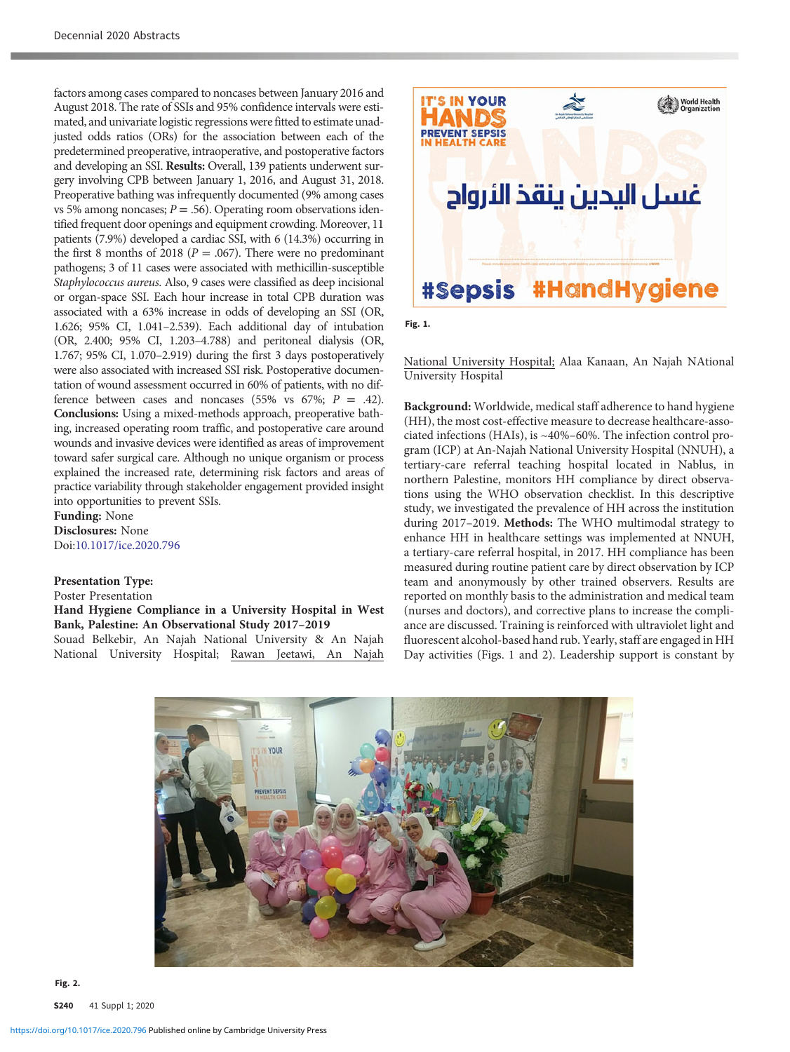factors among cases compared to noncases between January 2016 and August 2018. The rate of SSIs and 95% confidence intervals were estimated, and univariate logistic regressions were fitted to estimate unadjusted odds ratios (ORs) for the association between each of the predetermined preoperative, intraoperative, and postoperative factors and developing an SSI. **Results:** Overall, 139 patients underwent surgery involving CPB between January 1, 2016, and August 31, 2018. Preoperative bathing was infrequently documented (9% among cases vs 5% among noncases; $P = .56$). Operating room observations identified frequent door openings and equipment crowding. Moreover, 11 patients (7.9%) developed a cardiac SSI, with 6 (14.3%) occurring in the first 8 months of 2018 ($P = .067$). There were no predominant pathogens; 3 of 11 cases were associated with methicillin-susceptible *Staphylococcus aureus*. Also, 9 cases were classified as deep incisional or organ-space SSI. Each hour increase in total CPB duration was associated with a 63% increase in odds of developing an SSI (OR, 1.626; 95% CI, 1.041–2.539). Each additional day of intubation (OR, 2.400; 95% CI, 1.203–4.788) and peritoneal dialysis (OR, 1.767; 95% CI, 1.070–2.919) during the first 3 days postoperatively were also associated with increased SSI risk. Postoperative documentation of wound assessment occurred in 60% of patients, with no difference between cases and noncases (55% vs 67%; $P = .42$). **Conclusions:** Using a mixed-methods approach, preoperative bathing, increased operating room traffic, and postoperative care around wounds and invasive devices were identified as areas of improvement toward safer surgical care. Although no unique organism or process explained the increased rate, determining risk factors and areas of practice variability through stakeholder engagement provided insight into opportunities to prevent SSIs.

**Funding:** None

**Disclosures:** None

Doi:10.1017/ice.2020.796

**Presentation Type:**

Poster Presentation

**Hand Hygiene Compliance in a University Hospital in West Bank, Palestine: An Observational Study 2017–2019**

Souad Belkebir, An Najah National University & An Najah National University Hospital; Rawan Jeetawi, An Najah National University Hospital; Alaa Kanaan, An Najah NAtional University Hospital

**Background:** Worldwide, medical staff adherence to hand hygiene (HH), the most cost-effective measure to decrease healthcare-associated infections (HAIs), is ~40%–60%. The infection control program (ICP) at An-Najah National University Hospital (NNUH), a tertiary-care referral teaching hospital located in Nablus, in northern Palestine, monitors HH compliance by direct observations using the WHO observation checklist. In this descriptive study, we investigated the prevalence of HH across the institution during 2017–2019. **Methods:** The WHO multimodal strategy to enhance HH in healthcare settings was implemented at NNUH, a tertiary-care referral hospital, in 2017. HH compliance has been measured during routine patient care by direct observation by ICP team and anonymously by other trained observers. Results are reported on monthly basis to the administration and medical team (nurses and doctors), and corrective plans to increase the compliance are discussed. Training is reinforced with ultraviolet light and fluorescent alcohol-based hand rub. Yearly, staff are engaged in HH Day activities (Figs. 1 and 2). Leadership support is constant by

Fig. 1.

Fig. 2.